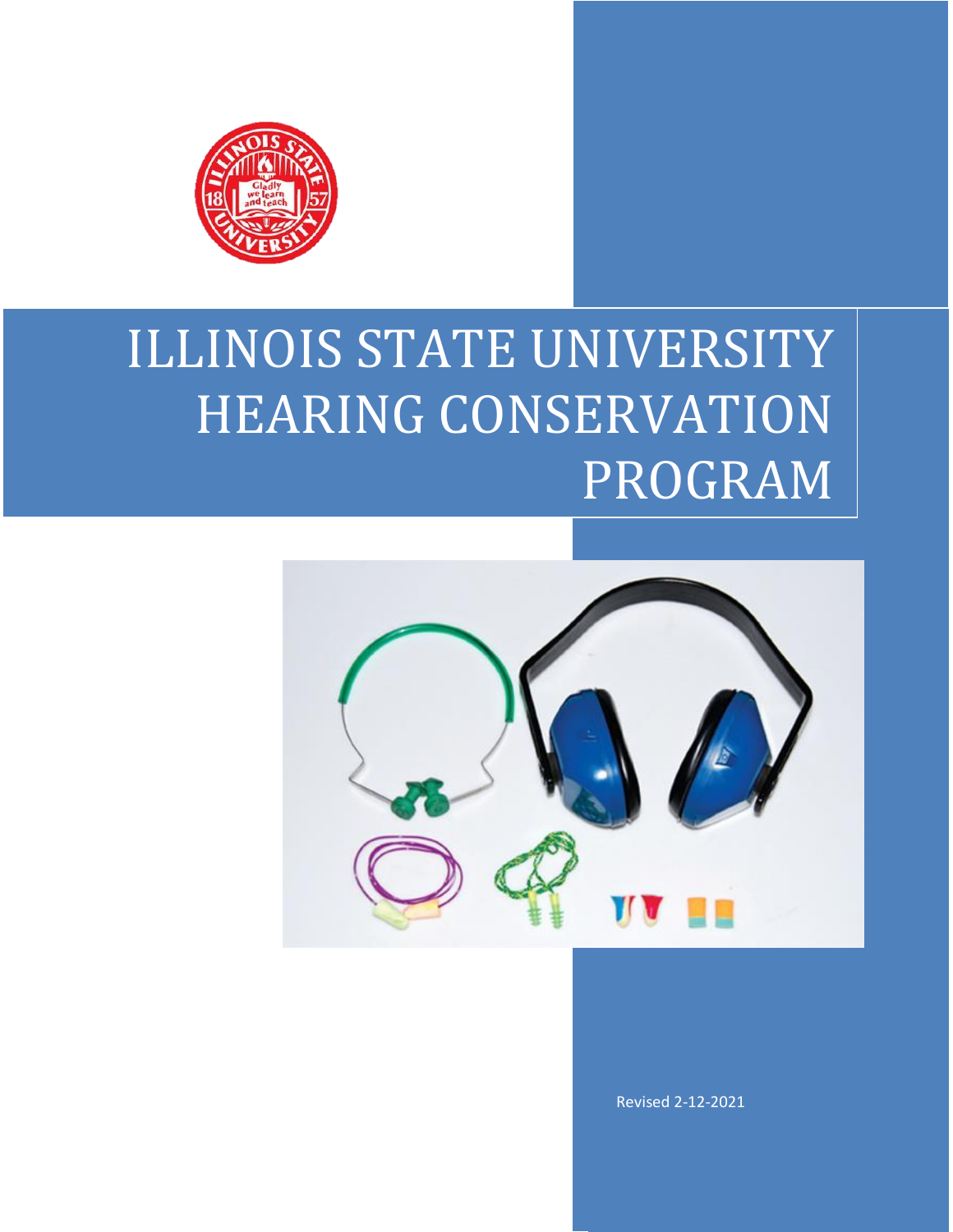# ILLINOIS STATE UNIVERSITY HEARING CONSERVATION PROGRAM

Revised 2-12-2021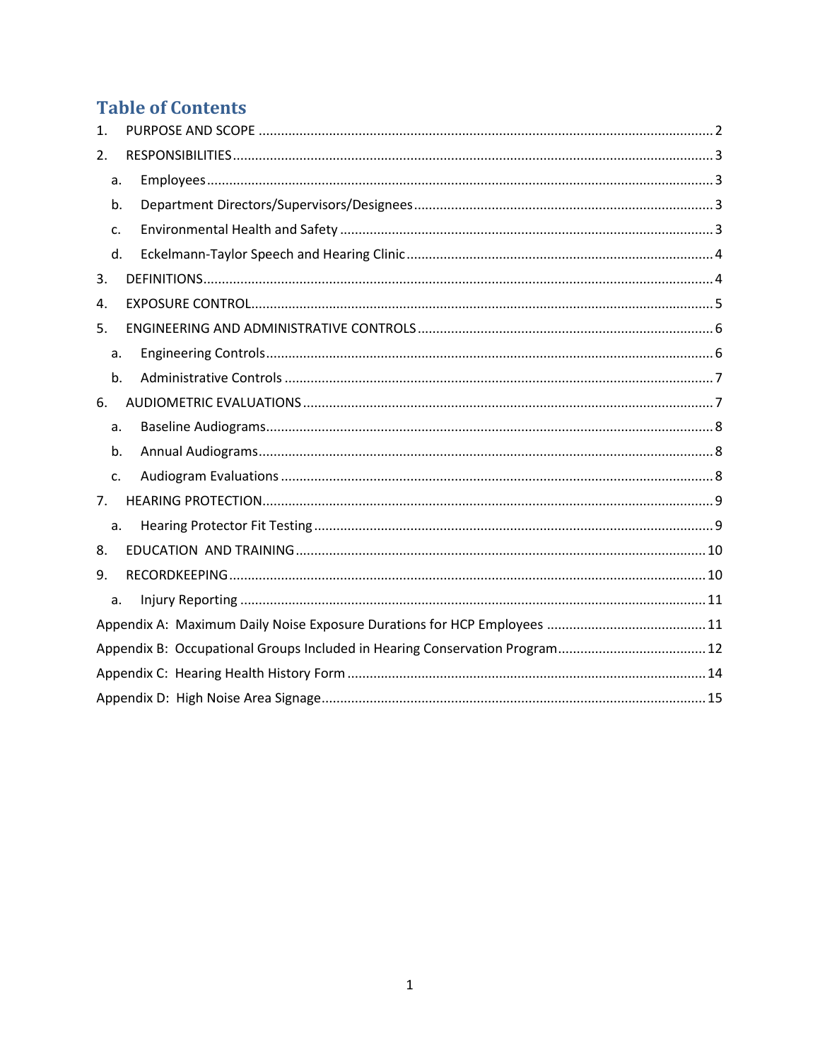# Table of Contents

1. PURPOSE AND SCOPE ..... 2
2. RESPONSIBILITIES ..... 3
   - a. Employees ..... 3
   - b. Department Directors/Supervisors/Designees ..... 3
   - c. Environmental Health and Safety ..... 3
   - d. Eckelmann-Taylor Speech and Hearing Clinic ..... 4
3. DEFINITIONS ..... 4
4. EXPOSURE CONTROL ..... 5
5. ENGINEERING AND ADMINISTRATIVE CONTROLS ..... 6
   - a. Engineering Controls ..... 6
   - b. Administrative Controls ..... 7
6. AUDIOMETRIC EVALUATIONS ..... 7
   - a. Baseline Audiograms ..... 8
   - b. Annual Audiograms ..... 8
   - c. Audiogram Evaluations ..... 8
7. HEARING PROTECTION ..... 9
   - a. Hearing Protector Fit Testing ..... 9
8. EDUCATION AND TRAINING ..... 10
9. RECORDKEEPING ..... 10
   - a. Injury Reporting ..... 11

Appendix A: Maximum Daily Noise Exposure Durations for HCP Employees ..... 11

Appendix B: Occupational Groups Included in Hearing Conservation Program ..... 12

Appendix C: Hearing Health History Form ..... 14

Appendix D: High Noise Area Signage ..... 15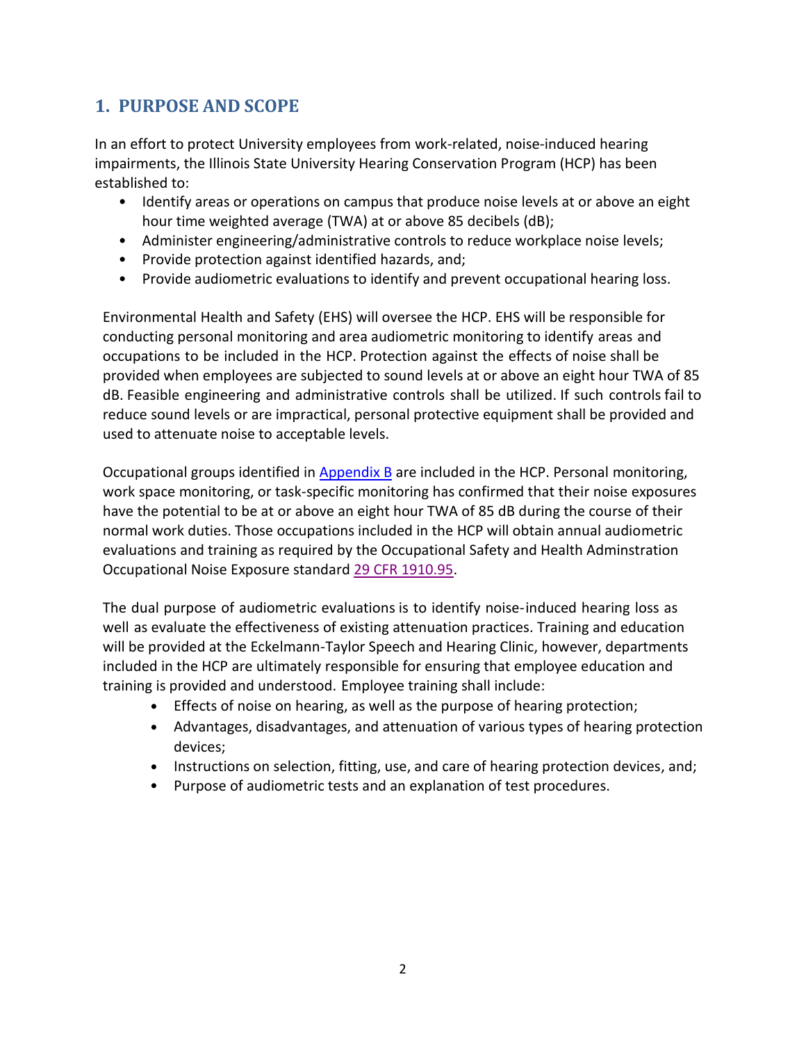## 1. PURPOSE AND SCOPE

In an effort to protect University employees from work-related, noise-induced hearing impairments, the Illinois State University Hearing Conservation Program (HCP) has been established to:

- Identify areas or operations on campus that produce noise levels at or above an eight hour time weighted average (TWA) at or above 85 decibels (dB);
- Administer engineering/administrative controls to reduce workplace noise levels;
- Provide protection against identified hazards, and;
- Provide audiometric evaluations to identify and prevent occupational hearing loss.

Environmental Health and Safety (EHS) will oversee the HCP. EHS will be responsible for conducting personal monitoring and area audiometric monitoring to identify areas and occupations to be included in the HCP. Protection against the effects of noise shall be provided when employees are subjected to sound levels at or above an eight hour TWA of 85 dB. Feasible engineering and administrative controls shall be utilized. If such controls fail to reduce sound levels or are impractical, personal protective equipment shall be provided and used to attenuate noise to acceptable levels.

Occupational groups identified in Appendix B are included in the HCP. Personal monitoring, work space monitoring, or task-specific monitoring has confirmed that their noise exposures have the potential to be at or above an eight hour TWA of 85 dB during the course of their normal work duties. Those occupations included in the HCP will obtain annual audiometric evaluations and training as required by the Occupational Safety and Health Adminstration Occupational Noise Exposure standard 29 CFR 1910.95.

The dual purpose of audiometric evaluations is to identify noise-induced hearing loss as well as evaluate the effectiveness of existing attenuation practices. Training and education will be provided at the Eckelmann-Taylor Speech and Hearing Clinic, however, departments included in the HCP are ultimately responsible for ensuring that employee education and training is provided and understood. Employee training shall include:

- Effects of noise on hearing, as well as the purpose of hearing protection;
- Advantages, disadvantages, and attenuation of various types of hearing protection devices;
- Instructions on selection, fitting, use, and care of hearing protection devices, and;
- Purpose of audiometric tests and an explanation of test procedures.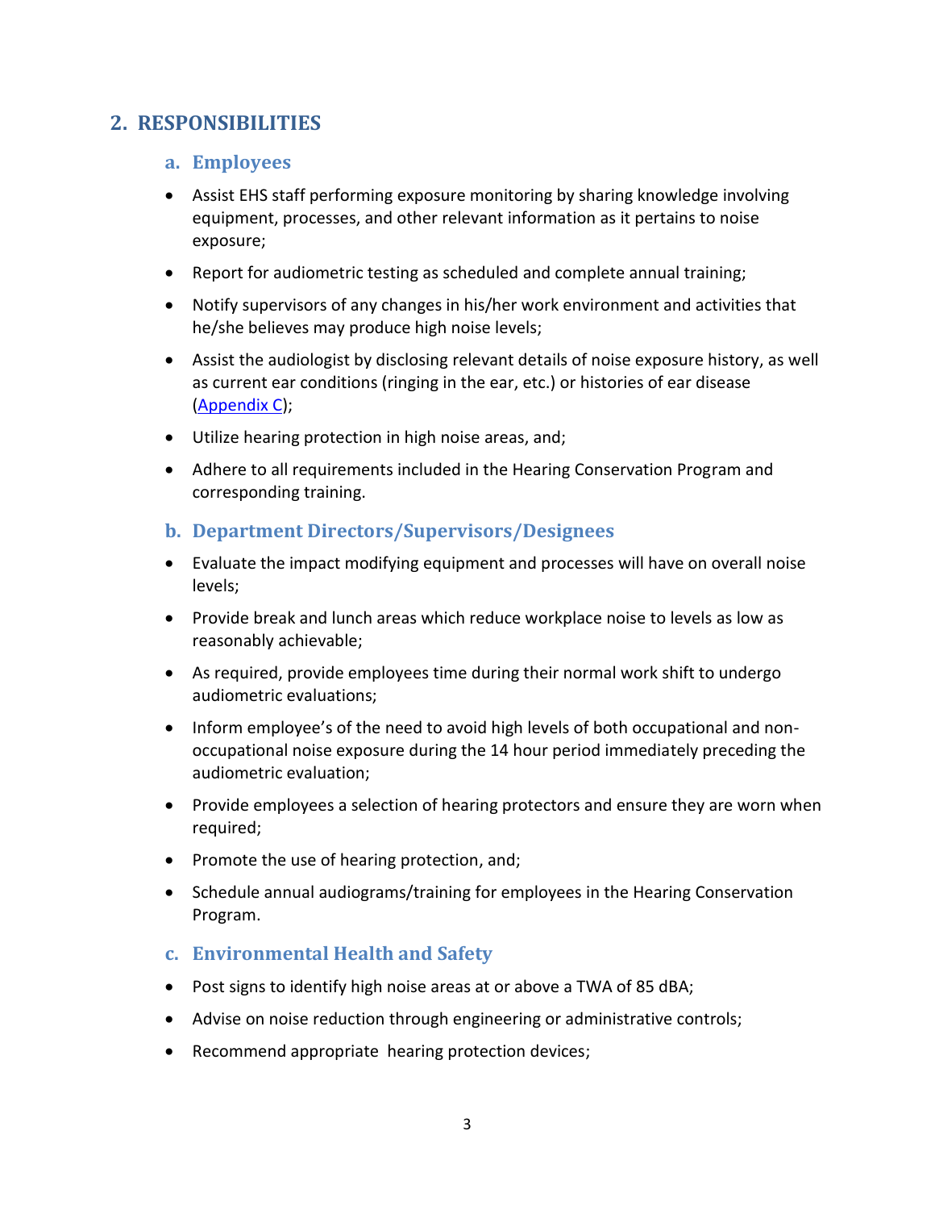## 2. RESPONSIBILITIES

### a. Employees

- Assist EHS staff performing exposure monitoring by sharing knowledge involving equipment, processes, and other relevant information as it pertains to noise exposure;
- Report for audiometric testing as scheduled and complete annual training;
- Notify supervisors of any changes in his/her work environment and activities that he/she believes may produce high noise levels;
- Assist the audiologist by disclosing relevant details of noise exposure history, as well as current ear conditions (ringing in the ear, etc.) or histories of ear disease (Appendix C);
- Utilize hearing protection in high noise areas, and;
- Adhere to all requirements included in the Hearing Conservation Program and corresponding training.

### b. Department Directors/Supervisors/Designees

- Evaluate the impact modifying equipment and processes will have on overall noise levels;
- Provide break and lunch areas which reduce workplace noise to levels as low as reasonably achievable;
- As required, provide employees time during their normal work shift to undergo audiometric evaluations;
- Inform employee's of the need to avoid high levels of both occupational and non-occupational noise exposure during the 14 hour period immediately preceding the audiometric evaluation;
- Provide employees a selection of hearing protectors and ensure they are worn when required;
- Promote the use of hearing protection, and;
- Schedule annual audiograms/training for employees in the Hearing Conservation Program.

### c. Environmental Health and Safety

- Post signs to identify high noise areas at or above a TWA of 85 dBA;
- Advise on noise reduction through engineering or administrative controls;
- Recommend appropriate hearing protection devices;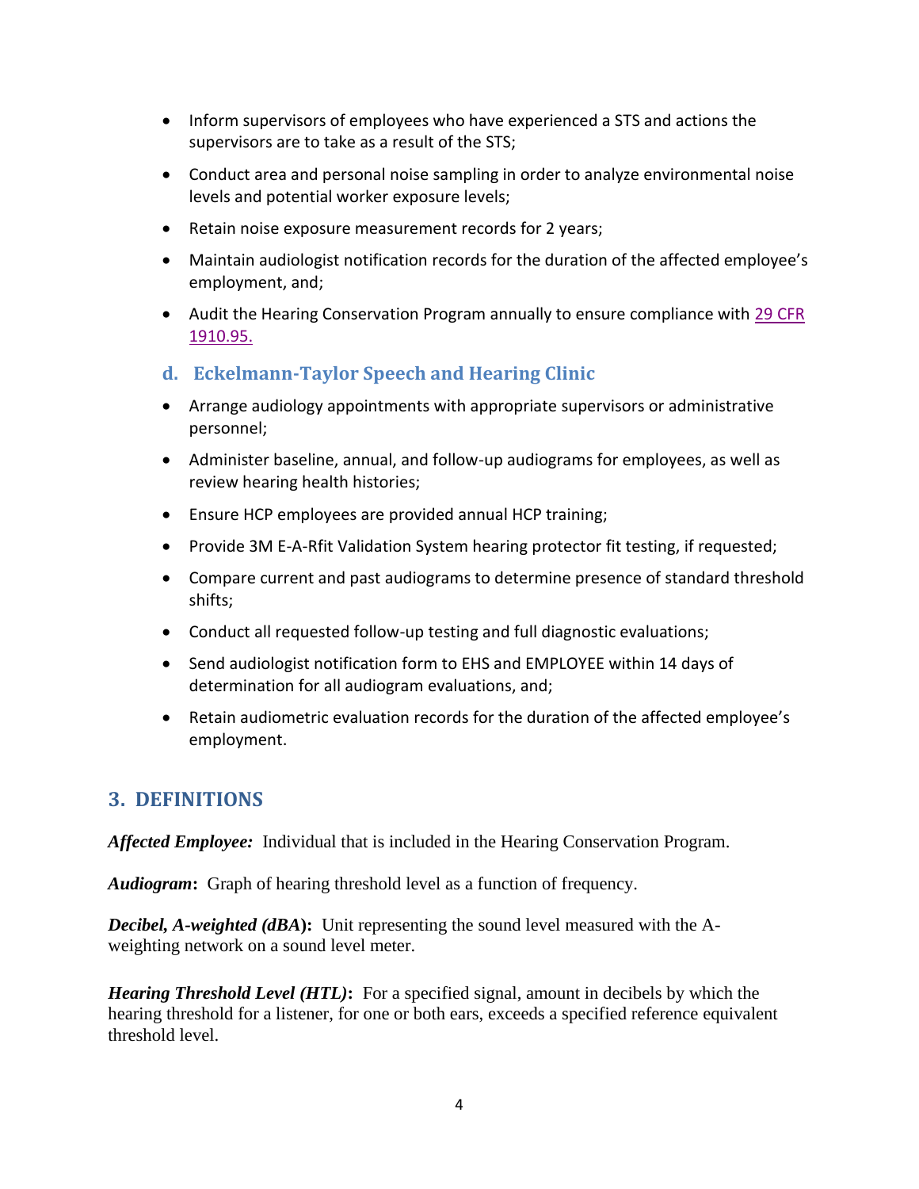- Inform supervisors of employees who have experienced a STS and actions the supervisors are to take as a result of the STS;
- Conduct area and personal noise sampling in order to analyze environmental noise levels and potential worker exposure levels;
- Retain noise exposure measurement records for 2 years;
- Maintain audiologist notification records for the duration of the affected employee's employment, and;
- Audit the Hearing Conservation Program annually to ensure compliance with 29 CFR 1910.95.

### d. Eckelmann-Taylor Speech and Hearing Clinic

- Arrange audiology appointments with appropriate supervisors or administrative personnel;
- Administer baseline, annual, and follow-up audiograms for employees, as well as review hearing health histories;
- Ensure HCP employees are provided annual HCP training;
- Provide 3M E-A-Rfit Validation System hearing protector fit testing, if requested;
- Compare current and past audiograms to determine presence of standard threshold shifts;
- Conduct all requested follow-up testing and full diagnostic evaluations;
- Send audiologist notification form to EHS and EMPLOYEE within 14 days of determination for all audiogram evaluations, and;
- Retain audiometric evaluation records for the duration of the affected employee's employment.

## 3. DEFINITIONS

***Affected Employee:*** Individual that is included in the Hearing Conservation Program.

***Audiogram*:** Graph of hearing threshold level as a function of frequency.

***Decibel, A-weighted (dBA)*:** Unit representing the sound level measured with the A-weighting network on a sound level meter.

***Hearing Threshold Level (HTL)*:** For a specified signal, amount in decibels by which the hearing threshold for a listener, for one or both ears, exceeds a specified reference equivalent threshold level.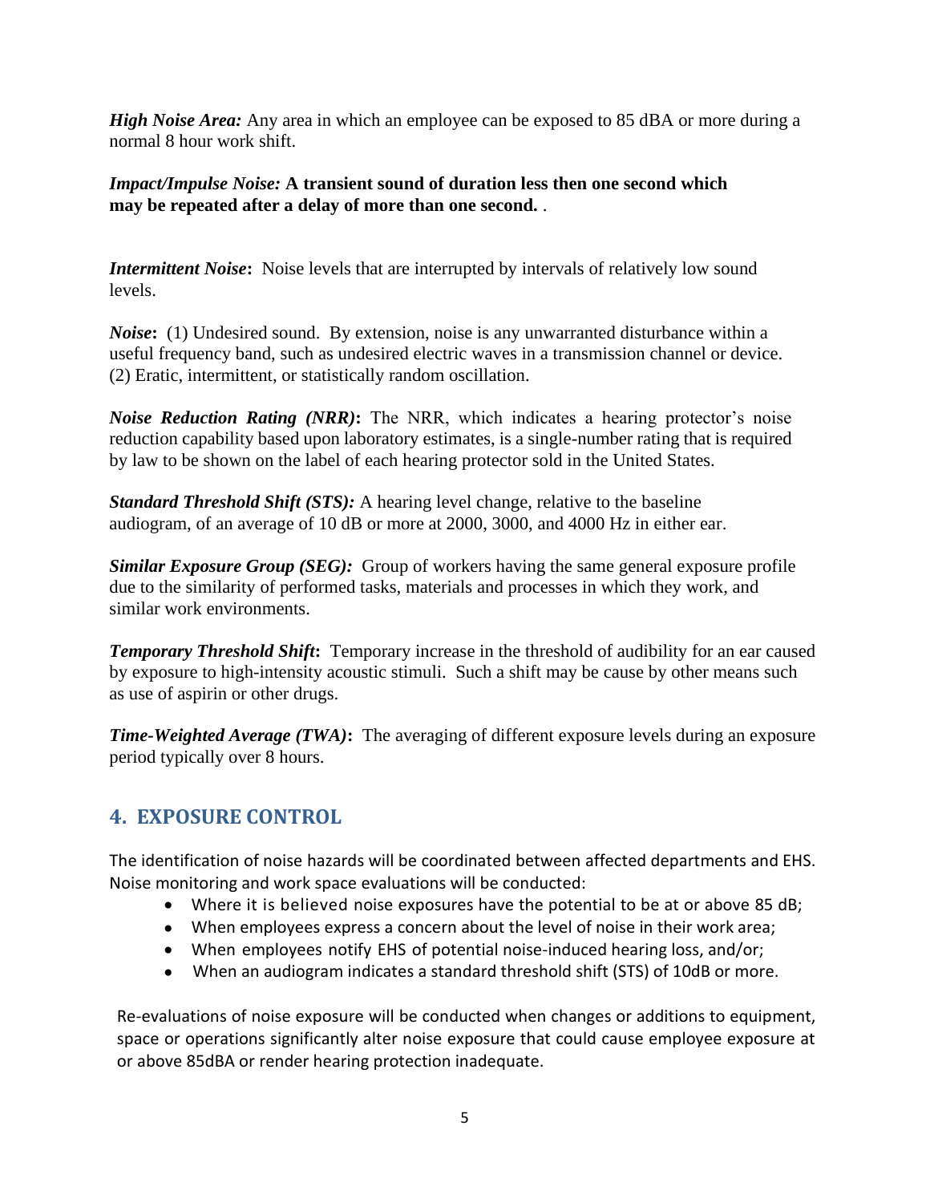***High Noise Area:*** Any area in which an employee can be exposed to 85 dBA or more during a normal 8 hour work shift.

***Impact/Impulse Noise:*** **A transient sound of duration less then one second which may be repeated after a delay of more than one second.** .

***Intermittent Noise*:** Noise levels that are interrupted by intervals of relatively low sound levels.

***Noise*:** (1) Undesired sound. By extension, noise is any unwarranted disturbance within a useful frequency band, such as undesired electric waves in a transmission channel or device. (2) Eratic, intermittent, or statistically random oscillation.

***Noise Reduction Rating (NRR)*:** The NRR, which indicates a hearing protector's noise reduction capability based upon laboratory estimates, is a single-number rating that is required by law to be shown on the label of each hearing protector sold in the United States.

***Standard Threshold Shift (STS):*** A hearing level change, relative to the baseline audiogram, of an average of 10 dB or more at 2000, 3000, and 4000 Hz in either ear.

***Similar Exposure Group (SEG):*** Group of workers having the same general exposure profile due to the similarity of performed tasks, materials and processes in which they work, and similar work environments.

***Temporary Threshold Shift*:** Temporary increase in the threshold of audibility for an ear caused by exposure to high-intensity acoustic stimuli. Such a shift may be cause by other means such as use of aspirin or other drugs.

***Time-Weighted Average (TWA)*:** The averaging of different exposure levels during an exposure period typically over 8 hours.

## 4. EXPOSURE CONTROL

The identification of noise hazards will be coordinated between affected departments and EHS. Noise monitoring and work space evaluations will be conducted:

- Where it is believed noise exposures have the potential to be at or above 85 dB;
- When employees express a concern about the level of noise in their work area;
- When employees notify EHS of potential noise-induced hearing loss, and/or;
- When an audiogram indicates a standard threshold shift (STS) of 10dB or more.

Re-evaluations of noise exposure will be conducted when changes or additions to equipment, space or operations significantly alter noise exposure that could cause employee exposure at or above 85dBA or render hearing protection inadequate.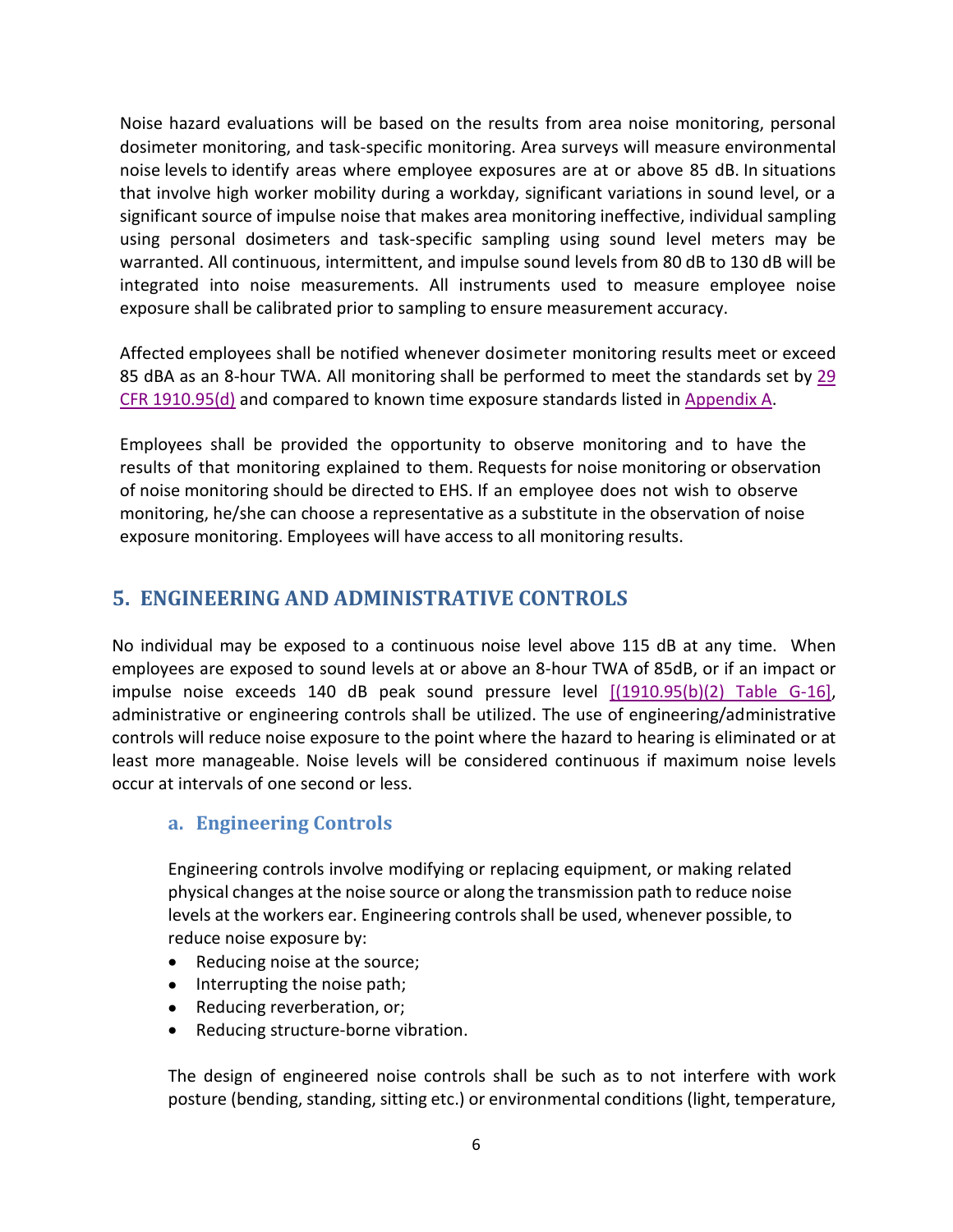Noise hazard evaluations will be based on the results from area noise monitoring, personal dosimeter monitoring, and task-specific monitoring. Area surveys will measure environmental noise levels to identify areas where employee exposures are at or above 85 dB. In situations that involve high worker mobility during a workday, significant variations in sound level, or a significant source of impulse noise that makes area monitoring ineffective, individual sampling using personal dosimeters and task-specific sampling using sound level meters may be warranted. All continuous, intermittent, and impulse sound levels from 80 dB to 130 dB will be integrated into noise measurements. All instruments used to measure employee noise exposure shall be calibrated prior to sampling to ensure measurement accuracy.

Affected employees shall be notified whenever dosimeter monitoring results meet or exceed 85 dBA as an 8-hour TWA. All monitoring shall be performed to meet the standards set by 29 CFR 1910.95(d) and compared to known time exposure standards listed in Appendix A.

Employees shall be provided the opportunity to observe monitoring and to have the results of that monitoring explained to them. Requests for noise monitoring or observation of noise monitoring should be directed to EHS. If an employee does not wish to observe monitoring, he/she can choose a representative as a substitute in the observation of noise exposure monitoring. Employees will have access to all monitoring results.

## 5. ENGINEERING AND ADMINISTRATIVE CONTROLS

No individual may be exposed to a continuous noise level above 115 dB at any time. When employees are exposed to sound levels at or above an 8-hour TWA of 85dB, or if an impact or impulse noise exceeds 140 dB peak sound pressure level [(1910.95(b)(2) Table G-16], administrative or engineering controls shall be utilized. The use of engineering/administrative controls will reduce noise exposure to the point where the hazard to hearing is eliminated or at least more manageable. Noise levels will be considered continuous if maximum noise levels occur at intervals of one second or less.

### a. Engineering Controls

Engineering controls involve modifying or replacing equipment, or making related physical changes at the noise source or along the transmission path to reduce noise levels at the workers ear. Engineering controls shall be used, whenever possible, to reduce noise exposure by:

- Reducing noise at the source;
- Interrupting the noise path;
- Reducing reverberation, or;
- Reducing structure-borne vibration.

The design of engineered noise controls shall be such as to not interfere with work posture (bending, standing, sitting etc.) or environmental conditions (light, temperature,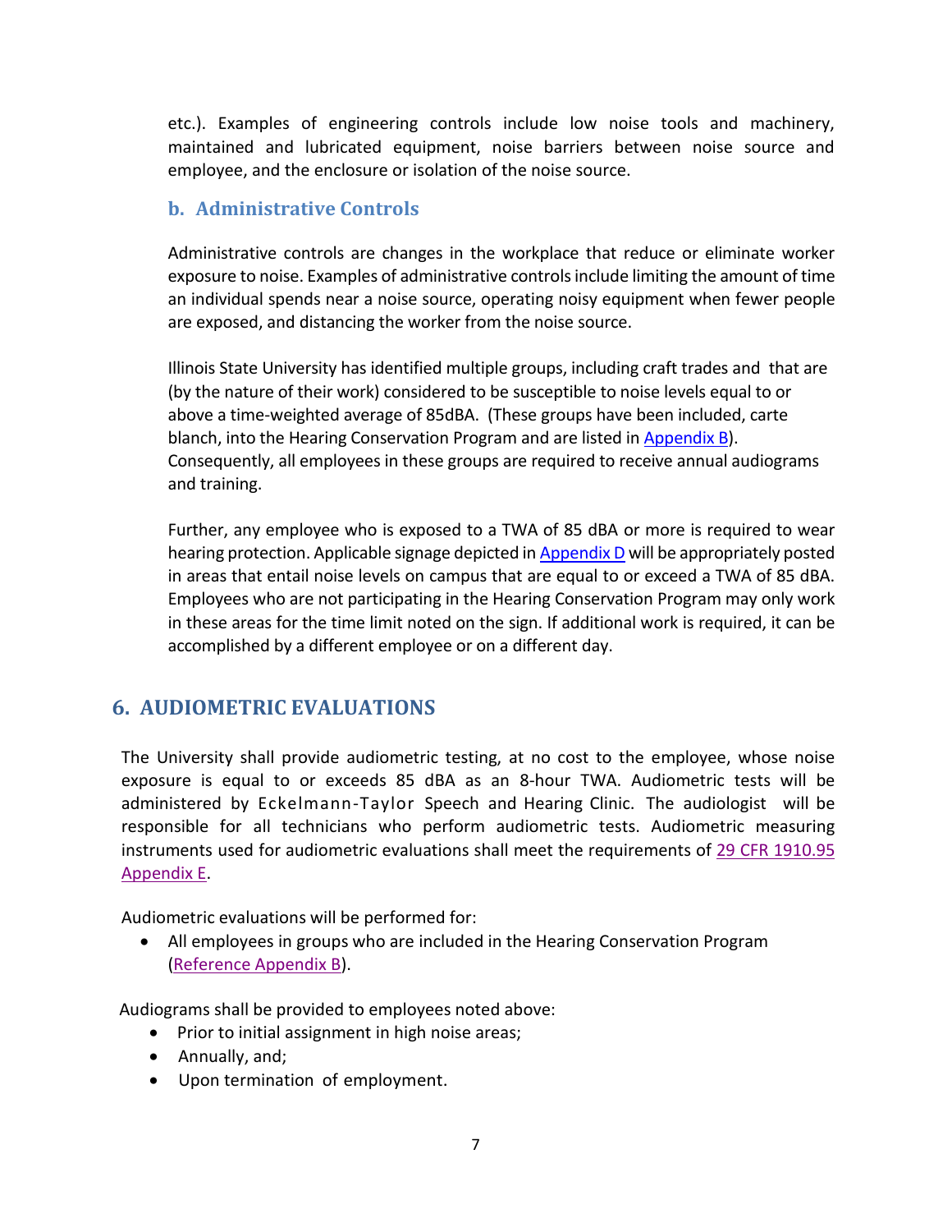etc.). Examples of engineering controls include low noise tools and machinery, maintained and lubricated equipment, noise barriers between noise source and employee, and the enclosure or isolation of the noise source.

### b. Administrative Controls

Administrative controls are changes in the workplace that reduce or eliminate worker exposure to noise. Examples of administrative controls include limiting the amount of time an individual spends near a noise source, operating noisy equipment when fewer people are exposed, and distancing the worker from the noise source.

Illinois State University has identified multiple groups, including craft trades and that are (by the nature of their work) considered to be susceptible to noise levels equal to or above a time-weighted average of 85dBA. (These groups have been included, carte blanch, into the Hearing Conservation Program and are listed in Appendix B). Consequently, all employees in these groups are required to receive annual audiograms and training.

Further, any employee who is exposed to a TWA of 85 dBA or more is required to wear hearing protection. Applicable signage depicted in Appendix D will be appropriately posted in areas that entail noise levels on campus that are equal to or exceed a TWA of 85 dBA. Employees who are not participating in the Hearing Conservation Program may only work in these areas for the time limit noted on the sign. If additional work is required, it can be accomplished by a different employee or on a different day.

## 6. AUDIOMETRIC EVALUATIONS

The University shall provide audiometric testing, at no cost to the employee, whose noise exposure is equal to or exceeds 85 dBA as an 8-hour TWA. Audiometric tests will be administered by Eckelmann-Taylor Speech and Hearing Clinic. The audiologist will be responsible for all technicians who perform audiometric tests. Audiometric measuring instruments used for audiometric evaluations shall meet the requirements of 29 CFR 1910.95 Appendix E.

Audiometric evaluations will be performed for:

- All employees in groups who are included in the Hearing Conservation Program (Reference Appendix B).

Audiograms shall be provided to employees noted above:

- Prior to initial assignment in high noise areas;
- Annually, and;
- Upon termination of employment.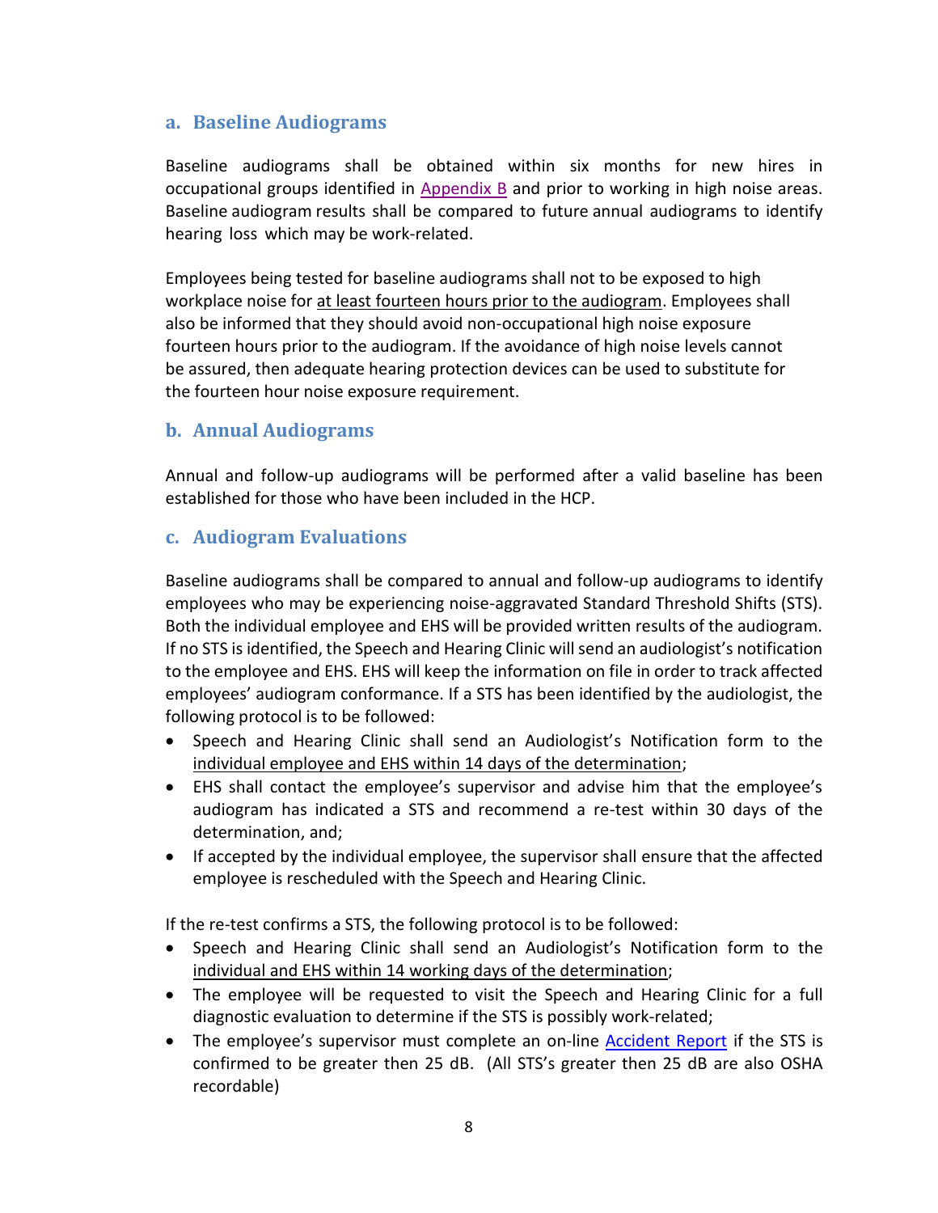### a. Baseline Audiograms

Baseline audiograms shall be obtained within six months for new hires in occupational groups identified in Appendix B and prior to working in high noise areas. Baseline audiogram results shall be compared to future annual audiograms to identify hearing loss which may be work-related.

Employees being tested for baseline audiograms shall not to be exposed to high workplace noise for at least fourteen hours prior to the audiogram. Employees shall also be informed that they should avoid non-occupational high noise exposure fourteen hours prior to the audiogram. If the avoidance of high noise levels cannot be assured, then adequate hearing protection devices can be used to substitute for the fourteen hour noise exposure requirement.

### b. Annual Audiograms

Annual and follow-up audiograms will be performed after a valid baseline has been established for those who have been included in the HCP.

### c. Audiogram Evaluations

Baseline audiograms shall be compared to annual and follow-up audiograms to identify employees who may be experiencing noise-aggravated Standard Threshold Shifts (STS). Both the individual employee and EHS will be provided written results of the audiogram. If no STS is identified, the Speech and Hearing Clinic will send an audiologist's notification to the employee and EHS. EHS will keep the information on file in order to track affected employees' audiogram conformance. If a STS has been identified by the audiologist, the following protocol is to be followed:

- Speech and Hearing Clinic shall send an Audiologist's Notification form to the individual employee and EHS within 14 days of the determination;
- EHS shall contact the employee's supervisor and advise him that the employee's audiogram has indicated a STS and recommend a re-test within 30 days of the determination, and;
- If accepted by the individual employee, the supervisor shall ensure that the affected employee is rescheduled with the Speech and Hearing Clinic.

If the re-test confirms a STS, the following protocol is to be followed:

- Speech and Hearing Clinic shall send an Audiologist's Notification form to the individual and EHS within 14 working days of the determination;
- The employee will be requested to visit the Speech and Hearing Clinic for a full diagnostic evaluation to determine if the STS is possibly work-related;
- The employee's supervisor must complete an on-line Accident Report if the STS is confirmed to be greater then 25 dB. (All STS's greater then 25 dB are also OSHA recordable)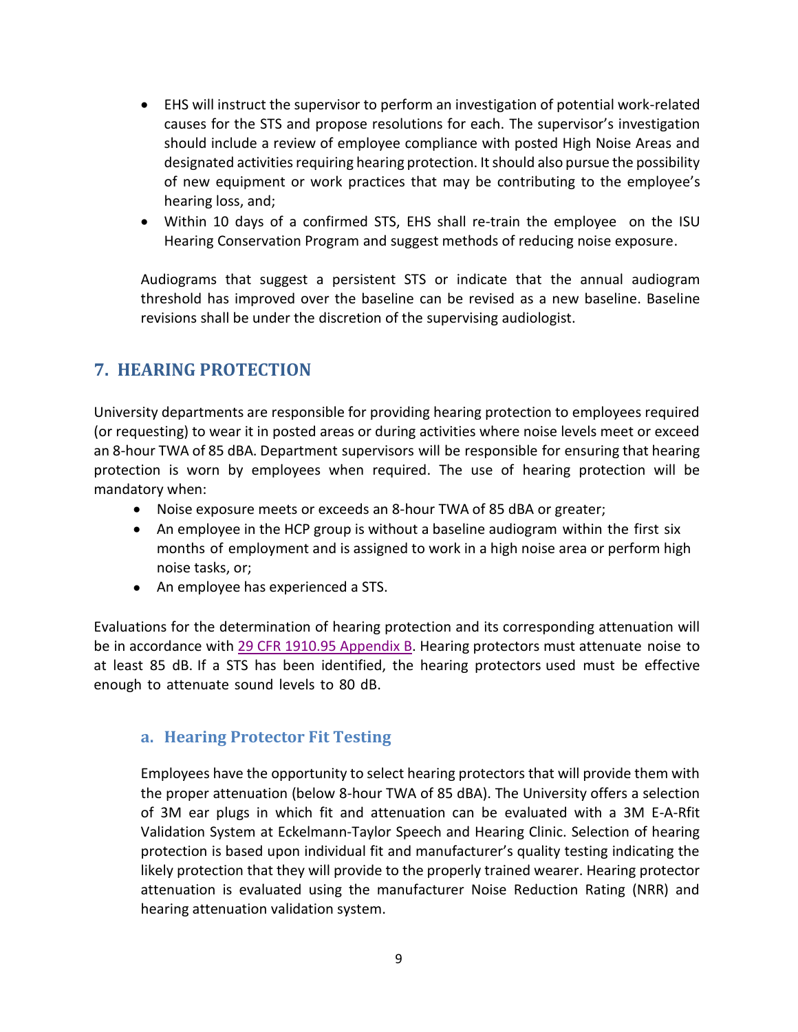- EHS will instruct the supervisor to perform an investigation of potential work-related causes for the STS and propose resolutions for each. The supervisor's investigation should include a review of employee compliance with posted High Noise Areas and designated activities requiring hearing protection. It should also pursue the possibility of new equipment or work practices that may be contributing to the employee's hearing loss, and;
- Within 10 days of a confirmed STS, EHS shall re-train the employee on the ISU Hearing Conservation Program and suggest methods of reducing noise exposure.

Audiograms that suggest a persistent STS or indicate that the annual audiogram threshold has improved over the baseline can be revised as a new baseline. Baseline revisions shall be under the discretion of the supervising audiologist.

## 7. HEARING PROTECTION

University departments are responsible for providing hearing protection to employees required (or requesting) to wear it in posted areas or during activities where noise levels meet or exceed an 8-hour TWA of 85 dBA. Department supervisors will be responsible for ensuring that hearing protection is worn by employees when required. The use of hearing protection will be mandatory when:

- Noise exposure meets or exceeds an 8-hour TWA of 85 dBA or greater;
- An employee in the HCP group is without a baseline audiogram within the first six months of employment and is assigned to work in a high noise area or perform high noise tasks, or;
- An employee has experienced a STS.

Evaluations for the determination of hearing protection and its corresponding attenuation will be in accordance with [29 CFR 1910.95 Appendix B](). Hearing protectors must attenuate noise to at least 85 dB. If a STS has been identified, the hearing protectors used must be effective enough to attenuate sound levels to 80 dB.

### a. Hearing Protector Fit Testing

Employees have the opportunity to select hearing protectors that will provide them with the proper attenuation (below 8-hour TWA of 85 dBA). The University offers a selection of 3M ear plugs in which fit and attenuation can be evaluated with a 3M E-A-Rfit Validation System at Eckelmann-Taylor Speech and Hearing Clinic. Selection of hearing protection is based upon individual fit and manufacturer's quality testing indicating the likely protection that they will provide to the properly trained wearer. Hearing protector attenuation is evaluated using the manufacturer Noise Reduction Rating (NRR) and hearing attenuation validation system.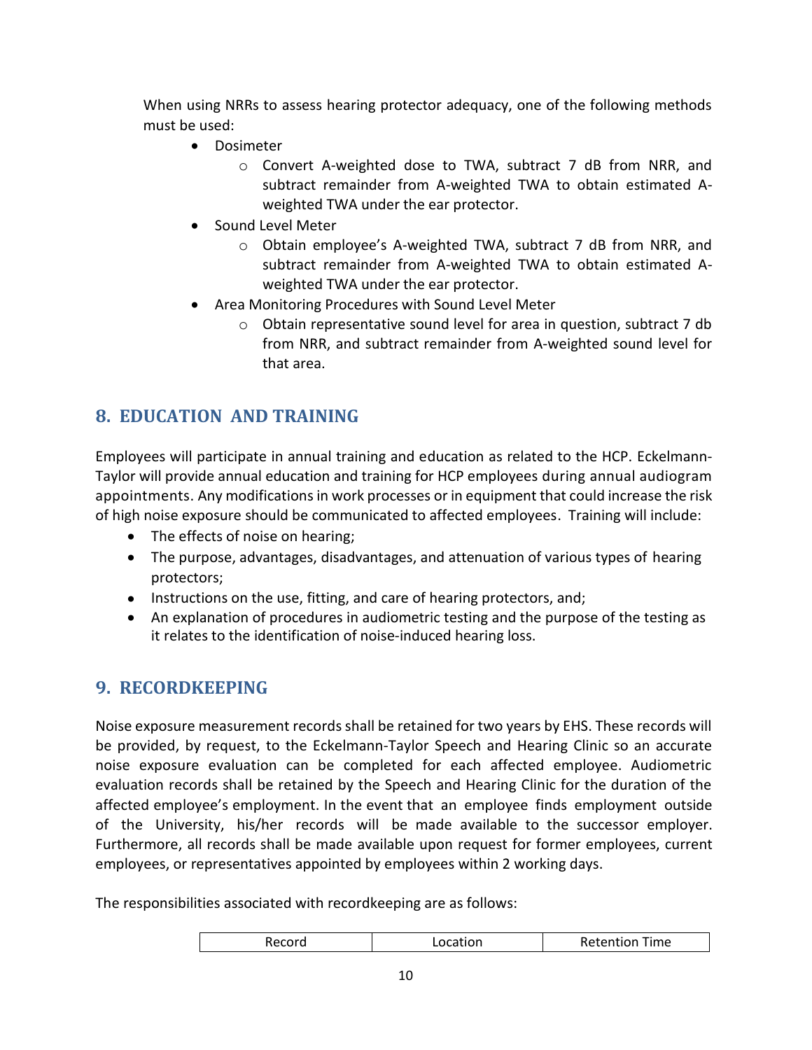When using NRRs to assess hearing protector adequacy, one of the following methods must be used:

- Dosimeter
  - Convert A-weighted dose to TWA, subtract 7 dB from NRR, and subtract remainder from A-weighted TWA to obtain estimated A-weighted TWA under the ear protector.
- Sound Level Meter
  - Obtain employee's A-weighted TWA, subtract 7 dB from NRR, and subtract remainder from A-weighted TWA to obtain estimated A-weighted TWA under the ear protector.
- Area Monitoring Procedures with Sound Level Meter
  - Obtain representative sound level for area in question, subtract 7 db from NRR, and subtract remainder from A-weighted sound level for that area.

## 8. EDUCATION AND TRAINING

Employees will participate in annual training and education as related to the HCP. Eckelmann-Taylor will provide annual education and training for HCP employees during annual audiogram appointments. Any modifications in work processes or in equipment that could increase the risk of high noise exposure should be communicated to affected employees. Training will include:

- The effects of noise on hearing;
- The purpose, advantages, disadvantages, and attenuation of various types of hearing protectors;
- Instructions on the use, fitting, and care of hearing protectors, and;
- An explanation of procedures in audiometric testing and the purpose of the testing as it relates to the identification of noise-induced hearing loss.

## 9. RECORDKEEPING

Noise exposure measurement records shall be retained for two years by EHS. These records will be provided, by request, to the Eckelmann-Taylor Speech and Hearing Clinic so an accurate noise exposure evaluation can be completed for each affected employee. Audiometric evaluation records shall be retained by the Speech and Hearing Clinic for the duration of the affected employee's employment. In the event that an employee finds employment outside of the University, his/her records will be made available to the successor employer. Furthermore, all records shall be made available upon request for former employees, current employees, or representatives appointed by employees within 2 working days.

The responsibilities associated with recordkeeping are as follows:

| Record | Location | Retention Time |
|---|---|---|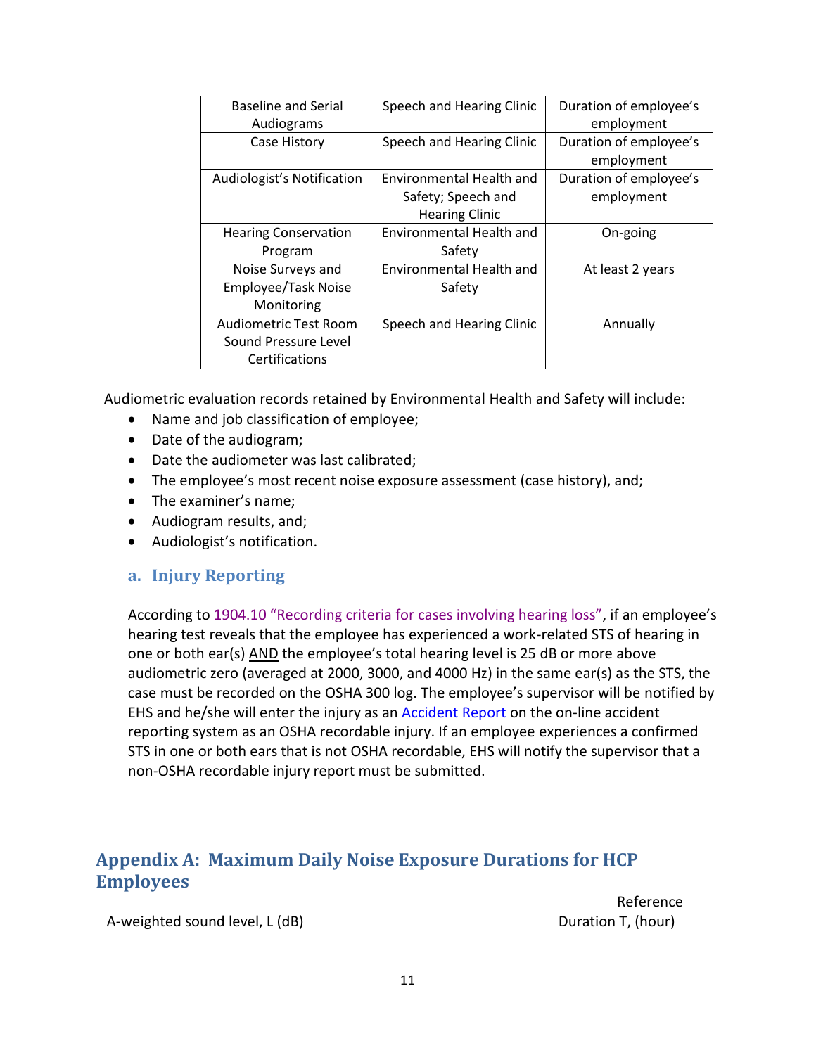| Baseline and Serial Audiograms | Speech and Hearing Clinic | Duration of employee's employment |
|---|---|---|
| Case History | Speech and Hearing Clinic | Duration of employee's employment |
| Audiologist's Notification | Environmental Health and Safety; Speech and Hearing Clinic | Duration of employee's employment |
| Hearing Conservation Program | Environmental Health and Safety | On-going |
| Noise Surveys and Employee/Task Noise Monitoring | Environmental Health and Safety | At least 2 years |
| Audiometric Test Room Sound Pressure Level Certifications | Speech and Hearing Clinic | Annually |

Audiometric evaluation records retained by Environmental Health and Safety will include:

- Name and job classification of employee;
- Date of the audiogram;
- Date the audiometer was last calibrated;
- The employee's most recent noise exposure assessment (case history), and;
- The examiner's name;
- Audiogram results, and;
- Audiologist's notification.

### a. Injury Reporting

According to 1904.10 "Recording criteria for cases involving hearing loss", if an employee's hearing test reveals that the employee has experienced a work-related STS of hearing in one or both ear(s) AND the employee's total hearing level is 25 dB or more above audiometric zero (averaged at 2000, 3000, and 4000 Hz) in the same ear(s) as the STS, the case must be recorded on the OSHA 300 log. The employee's supervisor will be notified by EHS and he/she will enter the injury as an Accident Report on the on-line accident reporting system as an OSHA recordable injury. If an employee experiences a confirmed STS in one or both ears that is not OSHA recordable, EHS will notify the supervisor that a non-OSHA recordable injury report must be submitted.

## Appendix A: Maximum Daily Noise Exposure Durations for HCP Employees

| A-weighted sound level, L (dB) | Reference Duration T, (hour) |
|---|---|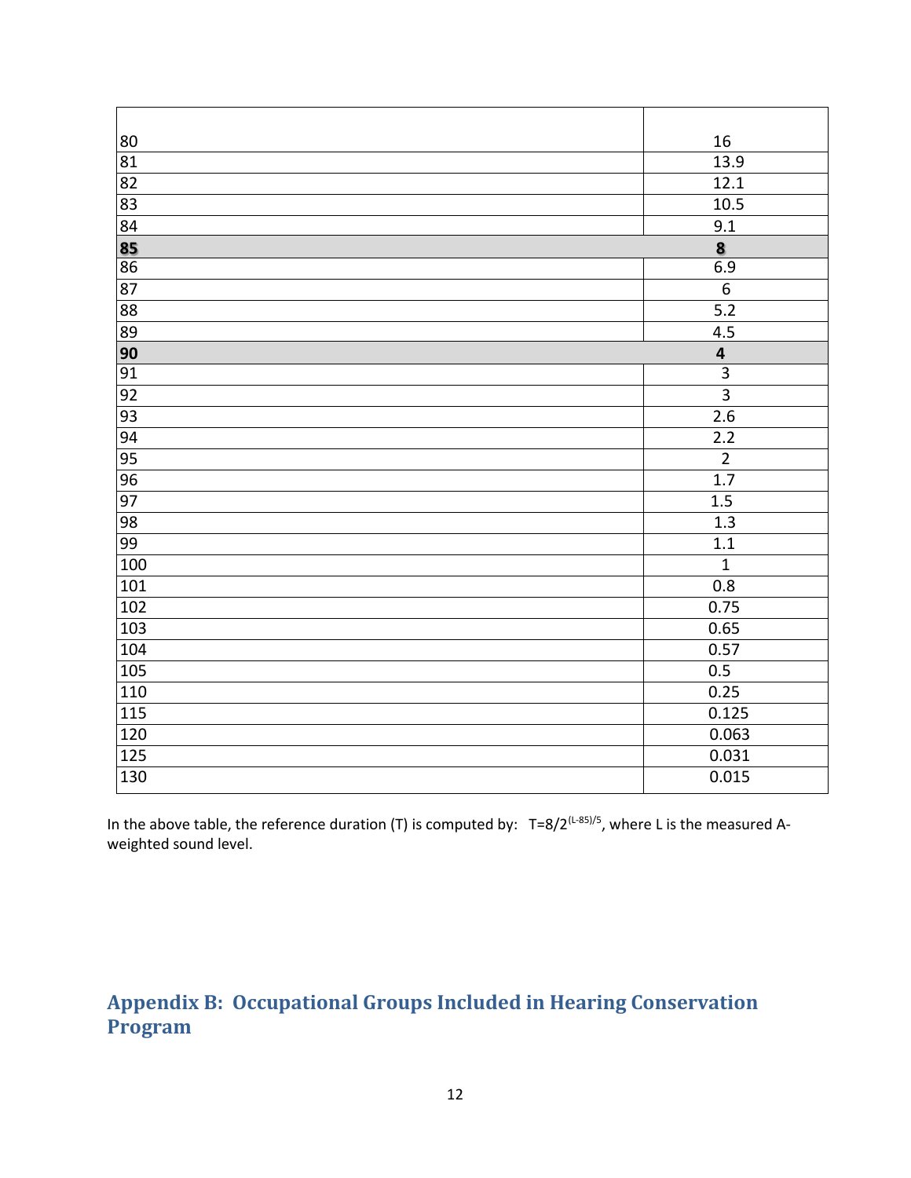| | |
|---|---|
| 80 | 16 |
| 81 | 13.9 |
| 82 | 12.1 |
| 83 | 10.5 |
| 84 | 9.1 |
| **85** | **8** |
| 86 | 6.9 |
| 87 | 6 |
| 88 | 5.2 |
| 89 | 4.5 |
| **90** | **4** |
| 91 | 3 |
| 92 | 3 |
| 93 | 2.6 |
| 94 | 2.2 |
| 95 | 2 |
| 96 | 1.7 |
| 97 | 1.5 |
| 98 | 1.3 |
| 99 | 1.1 |
| 100 | 1 |
| 101 | 0.8 |
| 102 | 0.75 |
| 103 | 0.65 |
| 104 | 0.57 |
| 105 | 0.5 |
| 110 | 0.25 |
| 115 | 0.125 |
| 120 | 0.063 |
| 125 | 0.031 |
| 130 | 0.015 |

In the above table, the reference duration (T) is computed by: $T=8/2^{(L-85)/5}$, where L is the measured A-weighted sound level.

## Appendix B: Occupational Groups Included in Hearing Conservation Program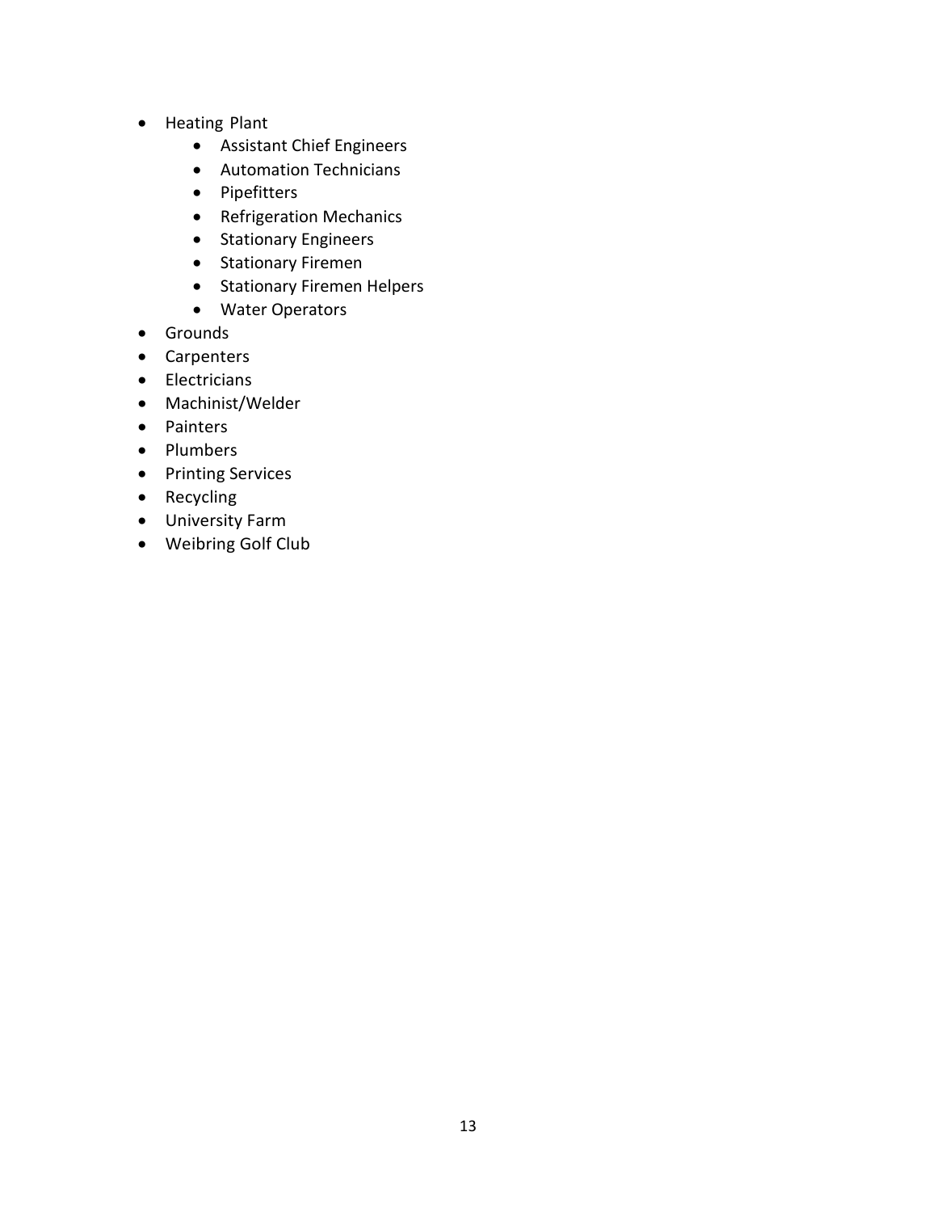- Heating Plant
    - Assistant Chief Engineers
    - Automation Technicians
    - Pipefitters
    - Refrigeration Mechanics
    - Stationary Engineers
    - Stationary Firemen
    - Stationary Firemen Helpers
    - Water Operators
- Grounds
- Carpenters
- Electricians
- Machinist/Welder
- Painters
- Plumbers
- Printing Services
- Recycling
- University Farm
- Weibring Golf Club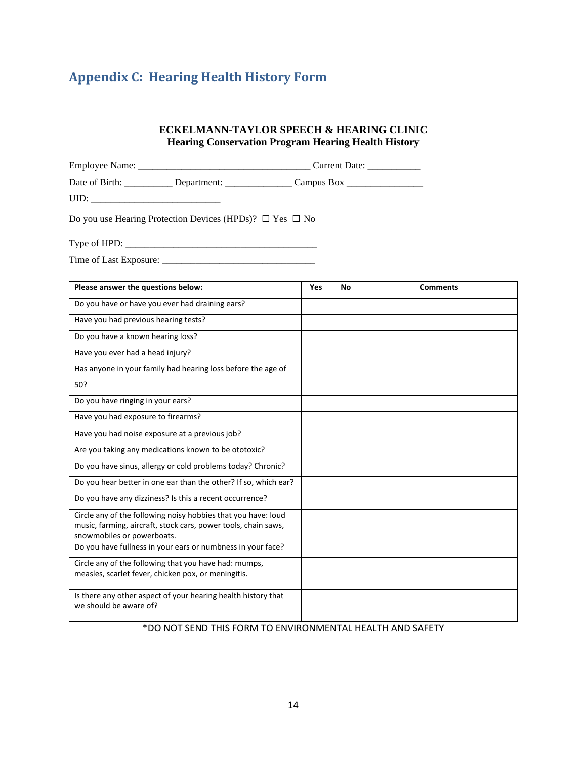## Appendix C: Hearing Health History Form

**ECKELMANN-TAYLOR SPEECH & HEARING CLINIC**
**Hearing Conservation Program Hearing Health History**

Employee Name: ___________________________________ Current Date: ___________

Date of Birth: __________ Department: ______________ Campus Box ________________

UID: ___________________________

Do you use Hearing Protection Devices (HPDs)? ☐ Yes ☐ No

Type of HPD: ________________________________________

Time of Last Exposure: ________________________________

| Please answer the questions below: | Yes | No | Comments |
|---|---|---|---|
| Do you have or have you ever had draining ears? | | | |
| Have you had previous hearing tests? | | | |
| Do you have a known hearing loss? | | | |
| Have you ever had a head injury? | | | |
| Has anyone in your family had hearing loss before the age of 50? | | | |
| Do you have ringing in your ears? | | | |
| Have you had exposure to firearms? | | | |
| Have you had noise exposure at a previous job? | | | |
| Are you taking any medications known to be ototoxic? | | | |
| Do you have sinus, allergy or cold problems today? Chronic? | | | |
| Do you hear better in one ear than the other? If so, which ear? | | | |
| Do you have any dizziness? Is this a recent occurrence? | | | |
| Circle any of the following noisy hobbies that you have: loud music, farming, aircraft, stock cars, power tools, chain saws, snowmobiles or powerboats. | | | |
| Do you have fullness in your ears or numbness in your face? | | | |
| Circle any of the following that you have had: mumps, measles, scarlet fever, chicken pox, or meningitis. | | | |
| Is there any other aspect of your hearing health history that we should be aware of? | | | |

*DO NOT SEND THIS FORM TO ENVIRONMENTAL HEALTH AND SAFETY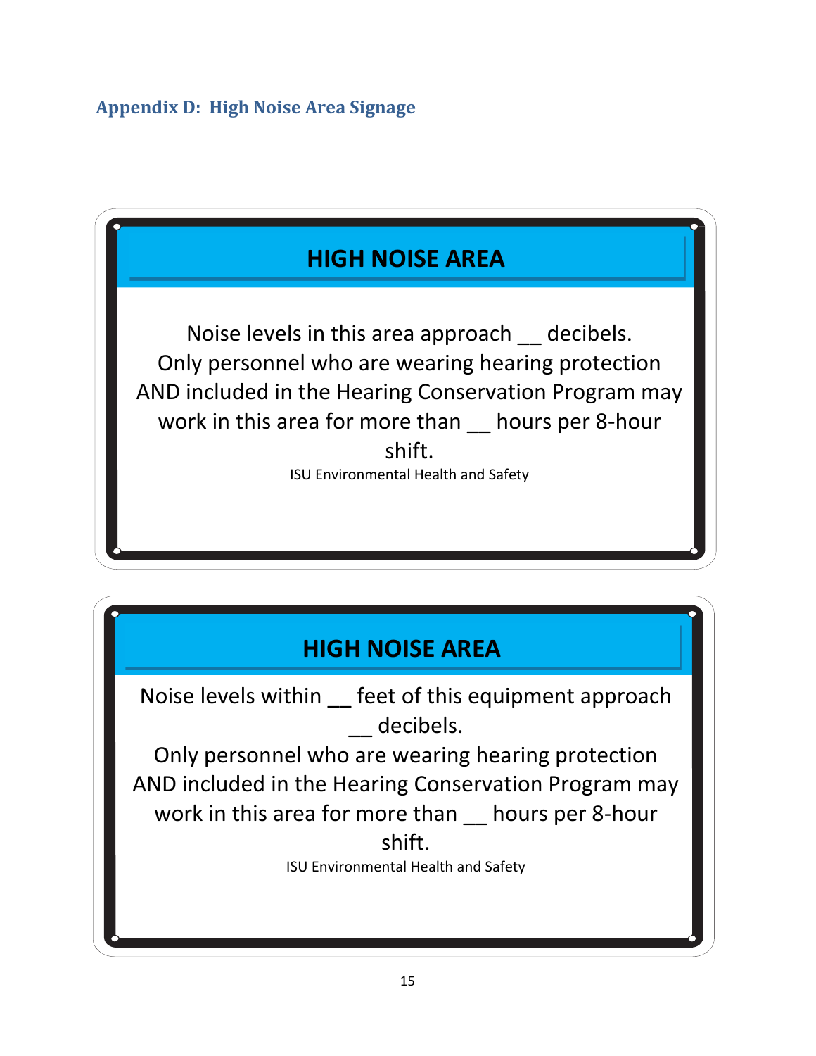## Appendix D: High Noise Area Signage

**HIGH NOISE AREA**

Noise levels in this area approach __ decibels.
Only personnel who are wearing hearing protection AND included in the Hearing Conservation Program may work in this area for more than __ hours per 8-hour shift.

ISU Environmental Health and Safety

**HIGH NOISE AREA**

Noise levels within __ feet of this equipment approach __ decibels.
Only personnel who are wearing hearing protection AND included in the Hearing Conservation Program may work in this area for more than __ hours per 8-hour shift.

ISU Environmental Health and Safety